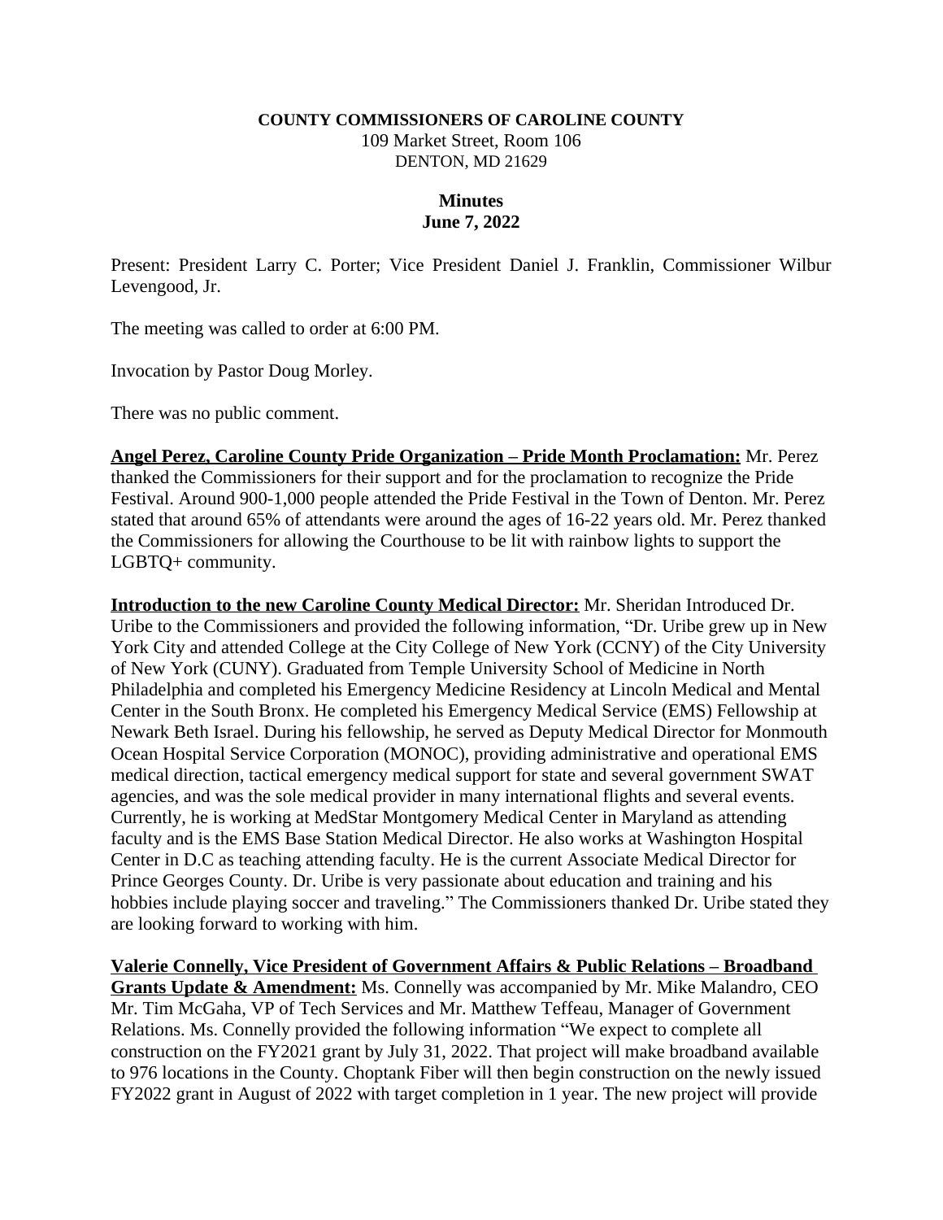**COUNTY COMMISSIONERS OF CAROLINE COUNTY**
109 Market Street, Room 106
DENTON, MD 21629

**Minutes**
**June 7, 2022**

Present: President Larry C. Porter; Vice President Daniel J. Franklin, Commissioner Wilbur Levengood, Jr.

The meeting was called to order at 6:00 PM.

Invocation by Pastor Doug Morley.

There was no public comment.

**Angel Perez, Caroline County Pride Organization – Pride Month Proclamation:** Mr. Perez thanked the Commissioners for their support and for the proclamation to recognize the Pride Festival. Around 900-1,000 people attended the Pride Festival in the Town of Denton. Mr. Perez stated that around 65% of attendants were around the ages of 16-22 years old. Mr. Perez thanked the Commissioners for allowing the Courthouse to be lit with rainbow lights to support the LGBTQ+ community.

**Introduction to the new Caroline County Medical Director:** Mr. Sheridan Introduced Dr. Uribe to the Commissioners and provided the following information, "Dr. Uribe grew up in New York City and attended College at the City College of New York (CCNY) of the City University of New York (CUNY). Graduated from Temple University School of Medicine in North Philadelphia and completed his Emergency Medicine Residency at Lincoln Medical and Mental Center in the South Bronx. He completed his Emergency Medical Service (EMS) Fellowship at Newark Beth Israel. During his fellowship, he served as Deputy Medical Director for Monmouth Ocean Hospital Service Corporation (MONOC), providing administrative and operational EMS medical direction, tactical emergency medical support for state and several government SWAT agencies, and was the sole medical provider in many international flights and several events. Currently, he is working at MedStar Montgomery Medical Center in Maryland as attending faculty and is the EMS Base Station Medical Director. He also works at Washington Hospital Center in D.C as teaching attending faculty. He is the current Associate Medical Director for Prince Georges County. Dr. Uribe is very passionate about education and training and his hobbies include playing soccer and traveling." The Commissioners thanked Dr. Uribe stated they are looking forward to working with him.

**Valerie Connelly, Vice President of Government Affairs & Public Relations – Broadband Grants Update & Amendment:** Ms. Connelly was accompanied by Mr. Mike Malandro, CEO Mr. Tim McGaha, VP of Tech Services and Mr. Matthew Teffeau, Manager of Government Relations. Ms. Connelly provided the following information "We expect to complete all construction on the FY2021 grant by July 31, 2022. That project will make broadband available to 976 locations in the County. Choptank Fiber will then begin construction on the newly issued FY2022 grant in August of 2022 with target completion in 1 year. The new project will provide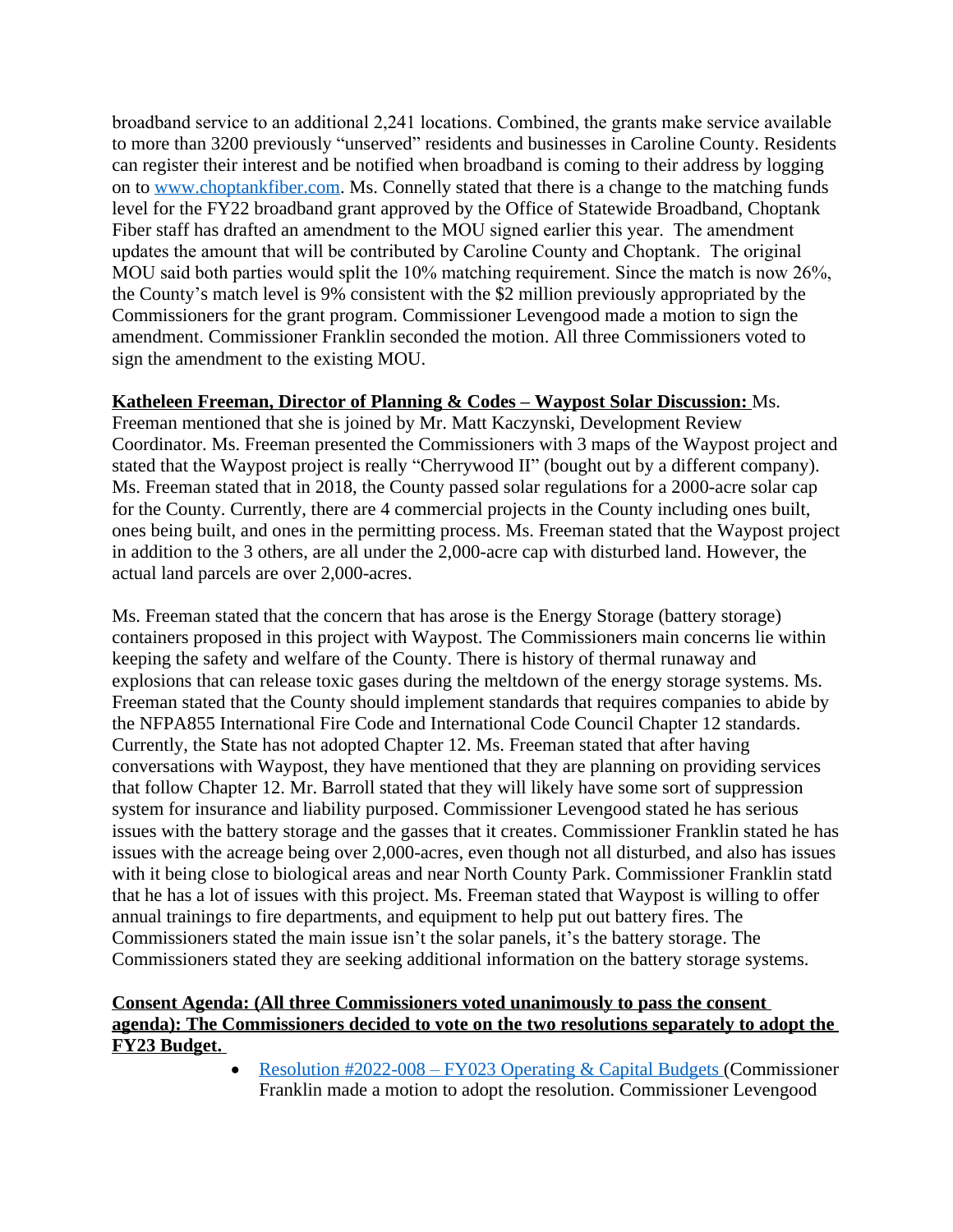broadband service to an additional 2,241 locations. Combined, the grants make service available to more than 3200 previously "unserved" residents and businesses in Caroline County. Residents can register their interest and be notified when broadband is coming to their address by logging on to [www.choptankfiber.com](http://www.choptankfiber.com). Ms. Connelly stated that there is a change to the matching funds level for the FY22 broadband grant approved by the Office of Statewide Broadband, Choptank Fiber staff has drafted an amendment to the MOU signed earlier this year. The amendment updates the amount that will be contributed by Caroline County and Choptank. The original MOU said both parties would split the 10% matching requirement. Since the match is now 26%, the County's match level is 9% consistent with the $2 million previously appropriated by the Commissioners for the grant program. Commissioner Levengood made a motion to sign the amendment. Commissioner Franklin seconded the motion. All three Commissioners voted to sign the amendment to the existing MOU.

**Katheleen Freeman, Director of Planning & Codes – Waypost Solar Discussion:** Ms. Freeman mentioned that she is joined by Mr. Matt Kaczynski, Development Review Coordinator. Ms. Freeman presented the Commissioners with 3 maps of the Waypost project and stated that the Waypost project is really "Cherrywood II" (bought out by a different company). Ms. Freeman stated that in 2018, the County passed solar regulations for a 2000-acre solar cap for the County. Currently, there are 4 commercial projects in the County including ones built, ones being built, and ones in the permitting process. Ms. Freeman stated that the Waypost project in addition to the 3 others, are all under the 2,000-acre cap with disturbed land. However, the actual land parcels are over 2,000-acres.

Ms. Freeman stated that the concern that has arose is the Energy Storage (battery storage) containers proposed in this project with Waypost. The Commissioners main concerns lie within keeping the safety and welfare of the County. There is history of thermal runaway and explosions that can release toxic gases during the meltdown of the energy storage systems. Ms. Freeman stated that the County should implement standards that requires companies to abide by the NFPA855 International Fire Code and International Code Council Chapter 12 standards. Currently, the State has not adopted Chapter 12. Ms. Freeman stated that after having conversations with Waypost, they have mentioned that they are planning on providing services that follow Chapter 12. Mr. Barroll stated that they will likely have some sort of suppression system for insurance and liability purposed. Commissioner Levengood stated he has serious issues with the battery storage and the gasses that it creates. Commissioner Franklin stated he has issues with the acreage being over 2,000-acres, even though not all disturbed, and also has issues with it being close to biological areas and near North County Park. Commissioner Franklin statd that he has a lot of issues with this project. Ms. Freeman stated that Waypost is willing to offer annual trainings to fire departments, and equipment to help put out battery fires. The Commissioners stated the main issue isn't the solar panels, it's the battery storage. The Commissioners stated they are seeking additional information on the battery storage systems.

**Consent Agenda: (All three Commissioners voted unanimously to pass the consent agenda): The Commissioners decided to vote on the two resolutions separately to adopt the FY23 Budget.**

- Resolution #2022-008 – FY023 Operating & Capital Budgets (Commissioner Franklin made a motion to adopt the resolution. Commissioner Levengood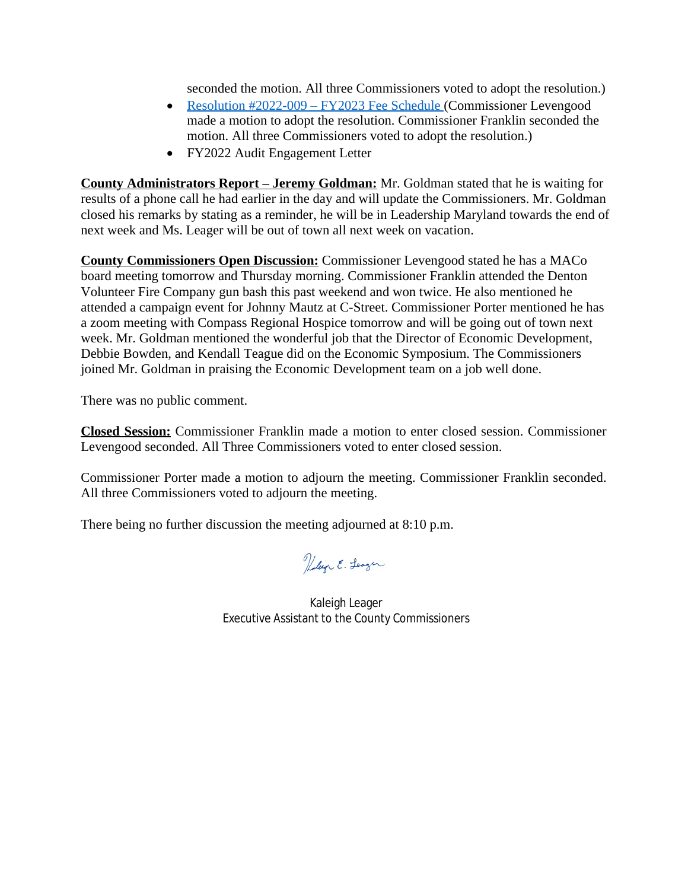seconded the motion. All three Commissioners voted to adopt the resolution.)

- Resolution #2022-009 – FY2023 Fee Schedule (Commissioner Levengood made a motion to adopt the resolution. Commissioner Franklin seconded the motion. All three Commissioners voted to adopt the resolution.)
- FY2022 Audit Engagement Letter

**County Administrators Report – Jeremy Goldman:** Mr. Goldman stated that he is waiting for results of a phone call he had earlier in the day and will update the Commissioners. Mr. Goldman closed his remarks by stating as a reminder, he will be in Leadership Maryland towards the end of next week and Ms. Leager will be out of town all next week on vacation.

**County Commissioners Open Discussion:** Commissioner Levengood stated he has a MACo board meeting tomorrow and Thursday morning. Commissioner Franklin attended the Denton Volunteer Fire Company gun bash this past weekend and won twice. He also mentioned he attended a campaign event for Johnny Mautz at C-Street. Commissioner Porter mentioned he has a zoom meeting with Compass Regional Hospice tomorrow and will be going out of town next week. Mr. Goldman mentioned the wonderful job that the Director of Economic Development, Debbie Bowden, and Kendall Teague did on the Economic Symposium. The Commissioners joined Mr. Goldman in praising the Economic Development team on a job well done.

There was no public comment.

**Closed Session:** Commissioner Franklin made a motion to enter closed session. Commissioner Levengood seconded. All Three Commissioners voted to enter closed session.

Commissioner Porter made a motion to adjourn the meeting. Commissioner Franklin seconded. All three Commissioners voted to adjourn the meeting.

There being no further discussion the meeting adjourned at 8:10 p.m.

Kaleigh E. Leager

Kaleigh Leager
Executive Assistant to the County Commissioners